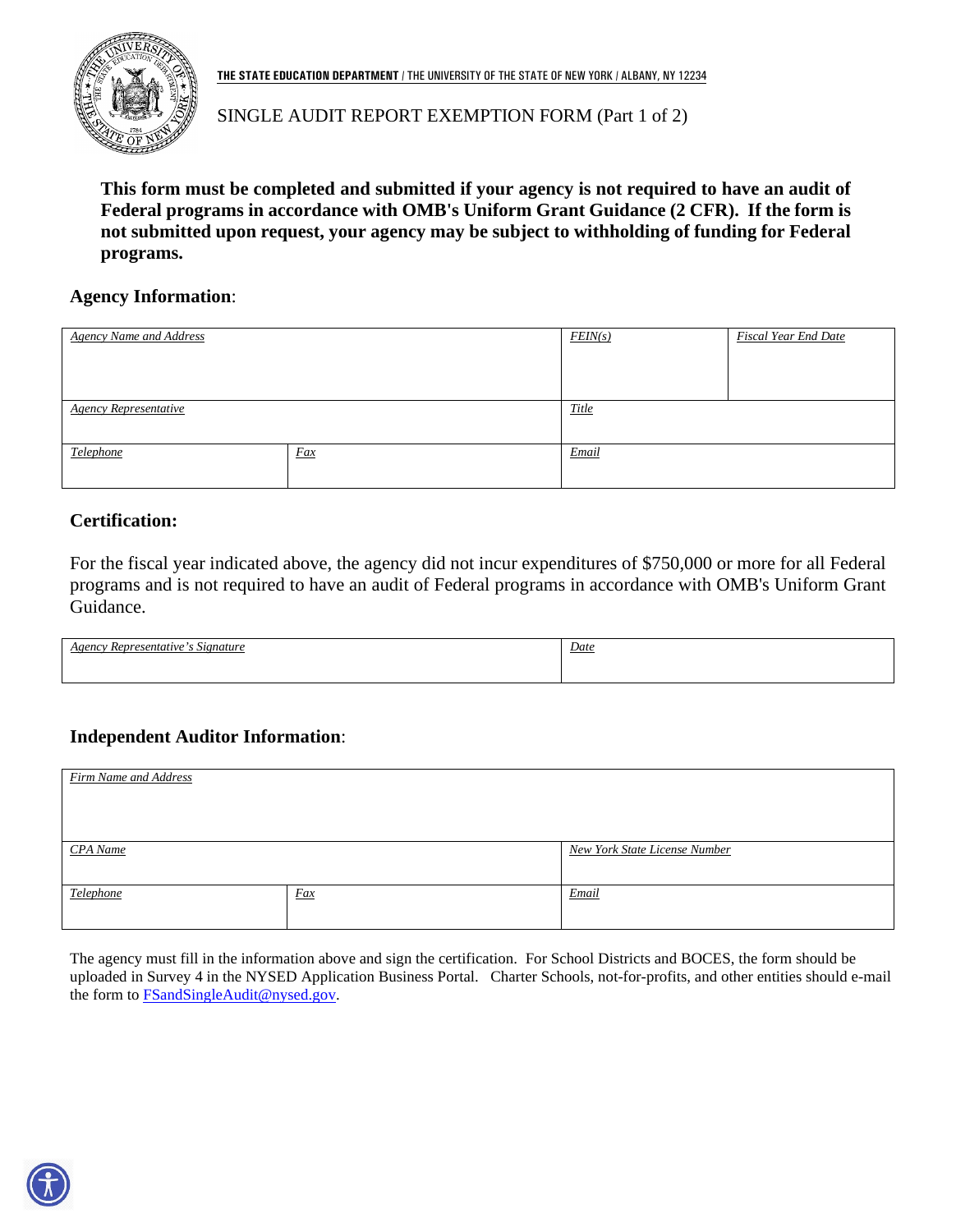**THE STATE EDUCATION DEPARTMENT** / THE UNIVERSITY OF THE STATE OF NEW YORK / ALBANY, NY 12234

# SINGLE AUDIT REPORT EXEMPTION FORM (Part 1 of 2)

**This form must be completed and submitted if your agency is not required to have an audit of Federal programs in accordance with OMB's Uniform Grant Guidance (2 CFR). If the form is not submitted upon request, your agency may be subject to withholding of funding for Federal programs.**

## Agency Information:

| *Agency Name and Address* | | *FEIN(s)* | *Fiscal Year End Date* |
|---|---|---|---|
| *Agency Representative* | | *Title* | |
| *Telephone* | *Fax* | *Email* | |

## Certification:

For the fiscal year indicated above, the agency did not incur expenditures of $750,000 or more for all Federal programs and is not required to have an audit of Federal programs in accordance with OMB's Uniform Grant Guidance.

| *Agency Representative's Signature* | *Date* |
|---|---|
| | |

## Independent Auditor Information:

| *Firm Name and Address* | | |
|---|---|---|
| *CPA Name* | | *New York State License Number* |
| *Telephone* | *Fax* | *Email* |

The agency must fill in the information above and sign the certification. For School Districts and BOCES, the form should be uploaded in Survey 4 in the NYSED Application Business Portal. Charter Schools, not-for-profits, and other entities should e-mail the form to FSandSingleAudit@nysed.gov.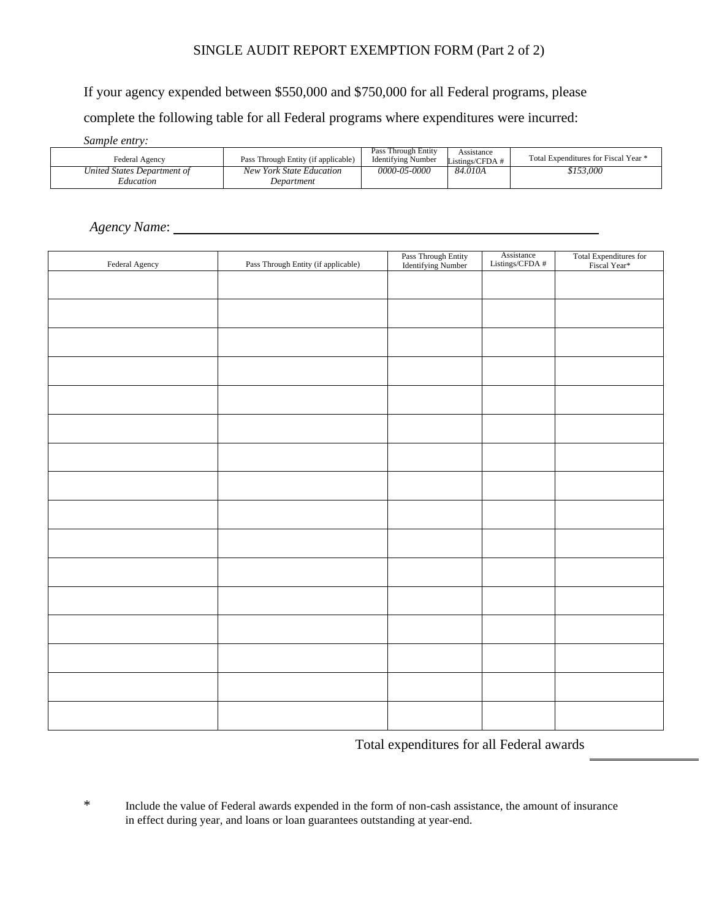# SINGLE AUDIT REPORT EXEMPTION FORM (Part 2 of 2)

If your agency expended between $550,000 and $750,000 for all Federal programs, please complete the following table for all Federal programs where expenditures were incurred:

*Sample entry:*

| Federal Agency | Pass Through Entity (if applicable) | Pass Through Entity Identifying Number | Assistance Listings/CFDA # | Total Expenditures for Fiscal Year * |
|---|---|---|---|---|
| *United States Department of Education* | *New York State Education Department* | *0000-05-0000* | *84.010A* | *$153,000* |

*Agency Name*: ______________________________________________

| Federal Agency | Pass Through Entity (if applicable) | Pass Through Entity Identifying Number | Assistance Listings/CFDA # | Total Expenditures for Fiscal Year* |
|---|---|---|---|---|
| | | | | |
| | | | | |
| | | | | |
| | | | | |
| | | | | |
| | | | | |
| | | | | |
| | | | | |
| | | | | |
| | | | | |
| | | | | |
| | | | | |
| | | | | |
| | | | | |
| | | | | |
| | | | | |

Total expenditures for all Federal awards ______________

\* Include the value of Federal awards expended in the form of non-cash assistance, the amount of insurance in effect during year, and loans or loan guarantees outstanding at year-end.